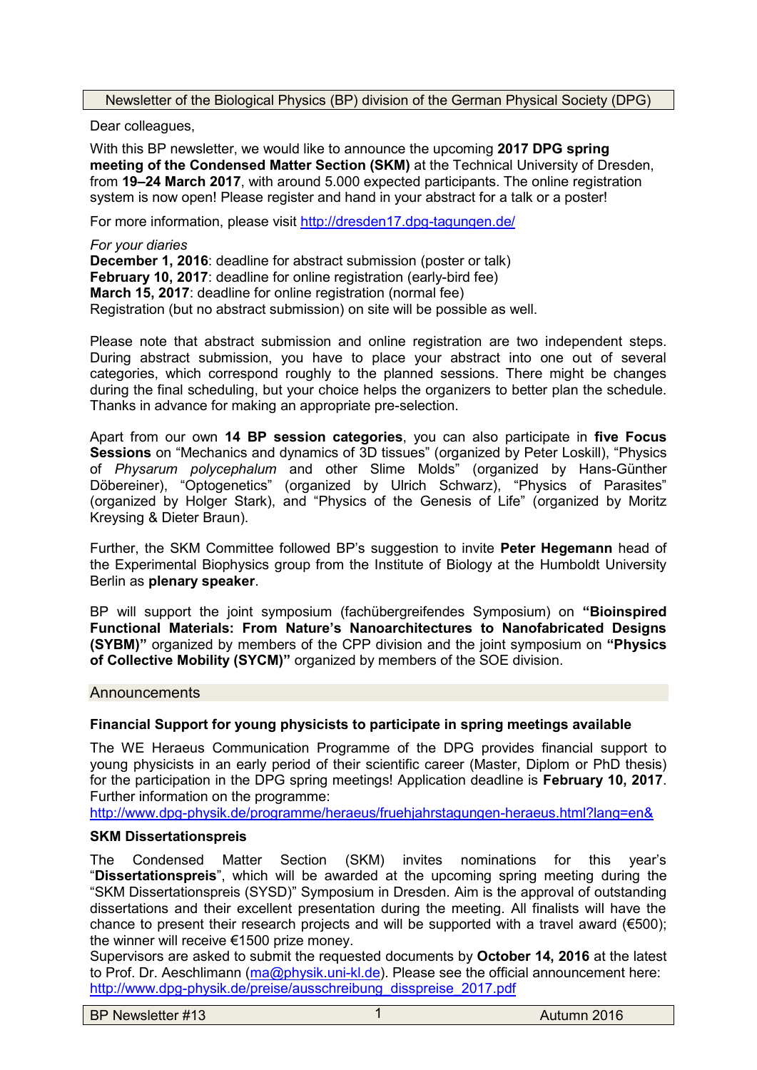Newsletter of the Biological Physics (BP) division of the German Physical Society (DPG)

Dear colleagues,

With this BP newsletter, we would like to announce the upcoming **2017 DPG spring meeting of the Condensed Matter Section (SKM)** at the Technical University of Dresden, from **19–24 March 2017**, with around 5.000 expected participants. The online registration system is now open! Please register and hand in your abstract for a talk or a poster!

For more information, please visit http://dresden17.dpg-tagungen.de/

*For your diaries*
**December 1, 2016**: deadline for abstract submission (poster or talk)
**February 10, 2017**: deadline for online registration (early-bird fee)
**March 15, 2017**: deadline for online registration (normal fee)
Registration (but no abstract submission) on site will be possible as well.

Please note that abstract submission and online registration are two independent steps. During abstract submission, you have to place your abstract into one out of several categories, which correspond roughly to the planned sessions. There might be changes during the final scheduling, but your choice helps the organizers to better plan the schedule. Thanks in advance for making an appropriate pre-selection.

Apart from our own **14 BP session categories**, you can also participate in **five Focus Sessions** on "Mechanics and dynamics of 3D tissues" (organized by Peter Loskill), "Physics of *Physarum polycephalum* and other Slime Molds" (organized by Hans-Günther Döbereiner), "Optogenetics" (organized by Ulrich Schwarz), "Physics of Parasites" (organized by Holger Stark), and "Physics of the Genesis of Life" (organized by Moritz Kreysing & Dieter Braun).

Further, the SKM Committee followed BP's suggestion to invite **Peter Hegemann** head of the Experimental Biophysics group from the Institute of Biology at the Humboldt University Berlin as **plenary speaker**.

BP will support the joint symposium (fachübergreifendes Symposium) on **"Bioinspired Functional Materials: From Nature's Nanoarchitectures to Nanofabricated Designs (SYBM)"** organized by members of the CPP division and the joint symposium on **"Physics of Collective Mobility (SYCM)"** organized by members of the SOE division.

## Announcements

### Financial Support for young physicists to participate in spring meetings available

The WE Heraeus Communication Programme of the DPG provides financial support to young physicists in an early period of their scientific career (Master, Diplom or PhD thesis) for the participation in the DPG spring meetings! Application deadline is **February 10, 2017**. Further information on the programme:
http://www.dpg-physik.de/programme/heraeus/fruehjahrstagungen-heraeus.html?lang=en&

### SKM Dissertationspreis

The Condensed Matter Section (SKM) invites nominations for this year's "**Dissertationspreis**", which will be awarded at the upcoming spring meeting during the "SKM Dissertationspreis (SYSD)" Symposium in Dresden. Aim is the approval of outstanding dissertations and their excellent presentation during the meeting. All finalists will have the chance to present their research projects and will be supported with a travel award (€500); the winner will receive €1500 prize money.
Supervisors are asked to submit the requested documents by **October 14, 2016** at the latest to Prof. Dr. Aeschlimann (ma@physik.uni-kl.de). Please see the official announcement here: http://www.dpg-physik.de/preise/ausschreibung_disspreise_2017.pdf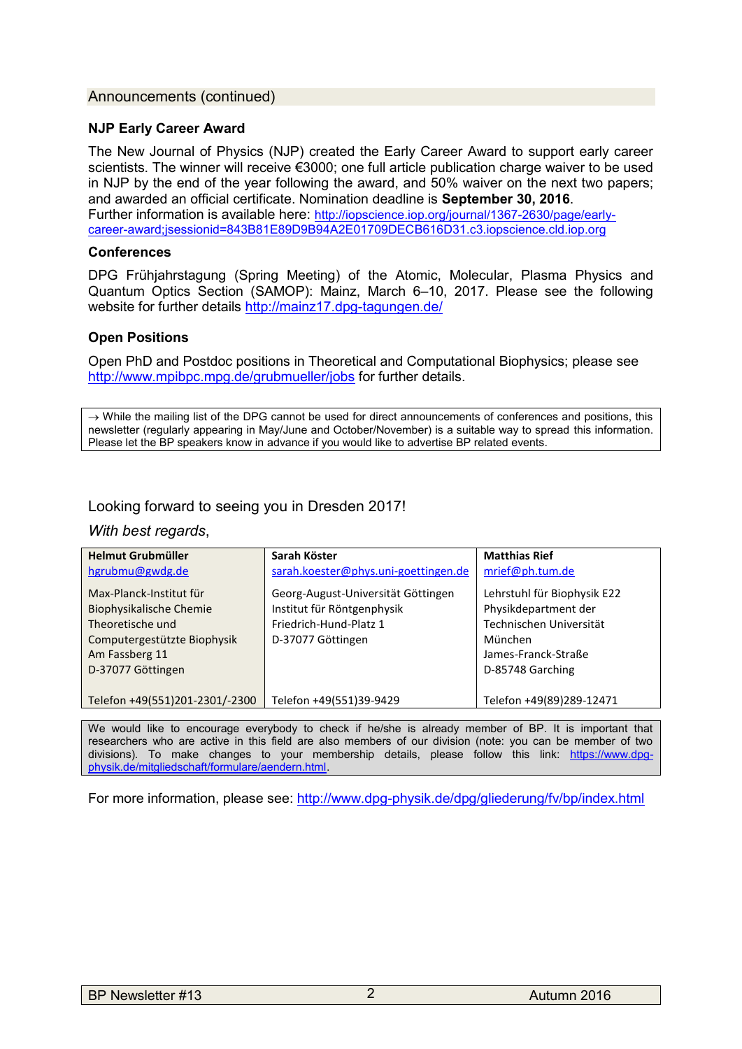## Announcements (continued)

### NJP Early Career Award

The New Journal of Physics (NJP) created the Early Career Award to support early career scientists. The winner will receive €3000; one full article publication charge waiver to be used in NJP by the end of the year following the award, and 50% waiver on the next two papers; and awarded an official certificate. Nomination deadline is **September 30, 2016**.
Further information is available here: http://iopscience.iop.org/journal/1367-2630/page/early-career-award;jsessionid=843B81E89D9B94A2E01709DECB616D31.c3.iopscience.cld.iop.org

### Conferences

DPG Frühjahrstagung (Spring Meeting) of the Atomic, Molecular, Plasma Physics and Quantum Optics Section (SAMOP): Mainz, March 6–10, 2017. Please see the following website for further details http://mainz17.dpg-tagungen.de/

### Open Positions

Open PhD and Postdoc positions in Theoretical and Computational Biophysics; please see http://www.mpibpc.mpg.de/grubmueller/jobs for further details.

→ While the mailing list of the DPG cannot be used for direct announcements of conferences and positions, this newsletter (regularly appearing in May/June and October/November) is a suitable way to spread this information. Please let the BP speakers know in advance if you would like to advertise BP related events.

Looking forward to seeing you in Dresden 2017!

*With best regards*,

| **Helmut Grubmüller** | **Sarah Köster** | **Matthias Rief** |
|---|---|---|
| hgrubmu@gwdg.de | sarah.koester@phys.uni-goettingen.de | mrief@ph.tum.de |
| Max-Planck-Institut für Biophysikalische Chemie Theoretische und Computergestützte Biophysik Am Fassberg 11 D-37077 Göttingen | Georg-August-Universität Göttingen Institut für Röntgenphysik Friedrich-Hund-Platz 1 D-37077 Göttingen | Lehrstuhl für Biophysik E22 Physikdepartment der Technischen Universität München James-Franck-Straße D-85748 Garching |
| Telefon +49(551)201-2301/-2300 | Telefon +49(551)39-9429 | Telefon +49(89)289-12471 |

We would like to encourage everybody to check if he/she is already member of BP. It is important that researchers who are active in this field are also members of our division (note: you can be member of two divisions). To make changes to your membership details, please follow this link: https://www.dpg-physik.de/mitgliedschaft/formulare/aendern.html.

For more information, please see: http://www.dpg-physik.de/dpg/gliederung/fv/bp/index.html